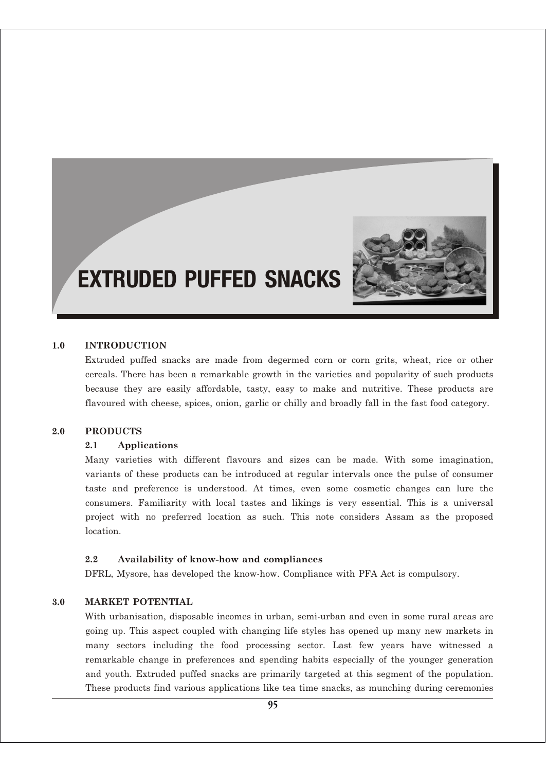# EXTRUDED PUFFED SNACKS

## 1.0 INTRODUCTION

Extruded puffed snacks are made from degermed corn or corn grits, wheat, rice or other cereals. There has been a remarkable growth in the varieties and popularity of such products because they are easily affordable, tasty, easy to make and nutritive. These products are flavoured with cheese, spices, onion, garlic or chilly and broadly fall in the fast food category.

## 2.0 PRODUCTS

### 2.1 Applications

Many varieties with different flavours and sizes can be made. With some imagination, variants of these products can be introduced at regular intervals once the pulse of consumer taste and preference is understood. At times, even some cosmetic changes can lure the consumers. Familiarity with local tastes and likings is very essential. This is a universal project with no preferred location as such. This note considers Assam as the proposed location.

### 2.2 Availability of know-how and compliances

DFRL, Mysore, has developed the know-how. Compliance with PFA Act is compulsory.

## 3.0 MARKET POTENTIAL

With urbanisation, disposable incomes in urban, semi-urban and even in some rural areas are going up. This aspect coupled with changing life styles has opened up many new markets in many sectors including the food processing sector. Last few years have witnessed a remarkable change in preferences and spending habits especially of the younger generation and youth. Extruded puffed snacks are primarily targeted at this segment of the population. These products find various applications like tea time snacks, as munching during ceremonies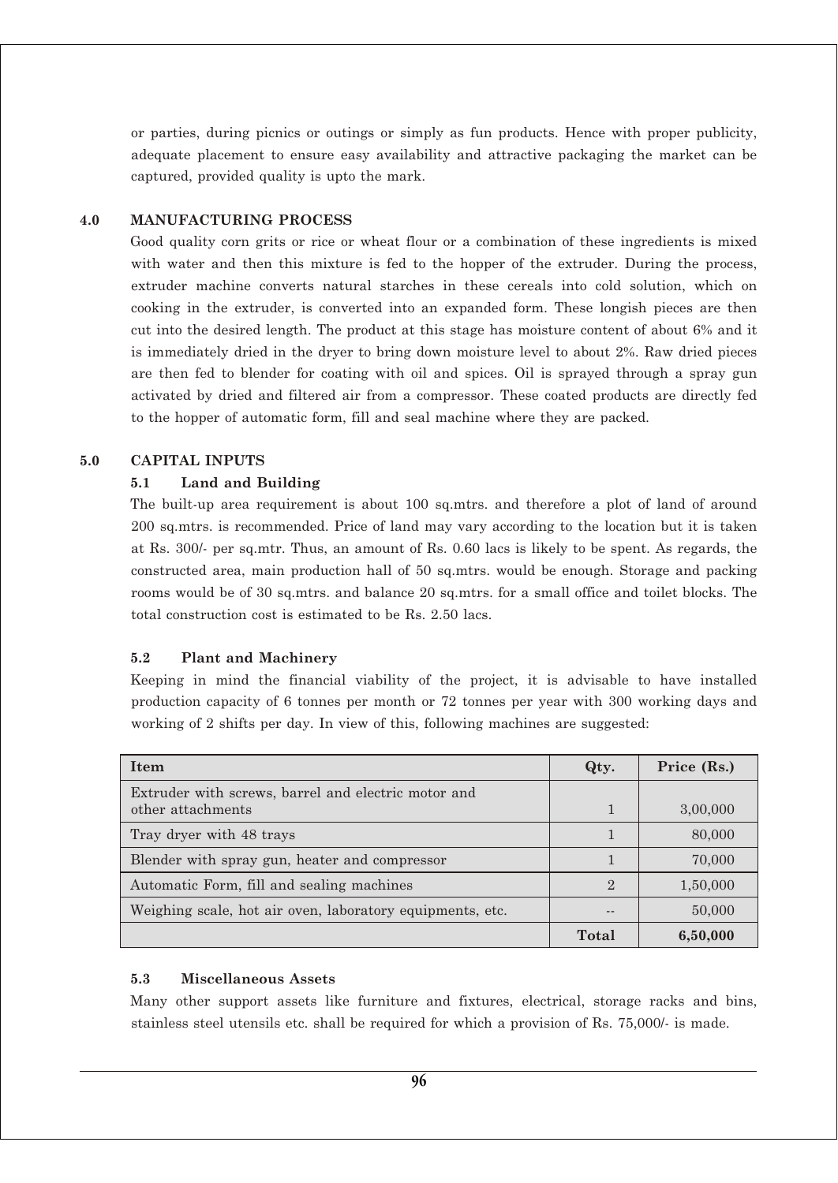or parties, during picnics or outings or simply as fun products. Hence with proper publicity, adequate placement to ensure easy availability and attractive packaging the market can be captured, provided quality is upto the mark.

## 4.0 MANUFACTURING PROCESS

Good quality corn grits or rice or wheat flour or a combination of these ingredients is mixed with water and then this mixture is fed to the hopper of the extruder. During the process, extruder machine converts natural starches in these cereals into cold solution, which on cooking in the extruder, is converted into an expanded form. These longish pieces are then cut into the desired length. The product at this stage has moisture content of about 6% and it is immediately dried in the dryer to bring down moisture level to about 2%. Raw dried pieces are then fed to blender for coating with oil and spices. Oil is sprayed through a spray gun activated by dried and filtered air from a compressor. These coated products are directly fed to the hopper of automatic form, fill and seal machine where they are packed.

## 5.0 CAPITAL INPUTS

### 5.1 Land and Building

The built-up area requirement is about 100 sq.mtrs. and therefore a plot of land of around 200 sq.mtrs. is recommended. Price of land may vary according to the location but it is taken at Rs. 300/- per sq.mtr. Thus, an amount of Rs. 0.60 lacs is likely to be spent. As regards, the constructed area, main production hall of 50 sq.mtrs. would be enough. Storage and packing rooms would be of 30 sq.mtrs. and balance 20 sq.mtrs. for a small office and toilet blocks. The total construction cost is estimated to be Rs. 2.50 lacs.

### 5.2 Plant and Machinery

Keeping in mind the financial viability of the project, it is advisable to have installed production capacity of 6 tonnes per month or 72 tonnes per year with 300 working days and working of 2 shifts per day. In view of this, following machines are suggested:

| Item | Qty. | Price (Rs.) |
|---|---|---|
| Extruder with screws, barrel and electric motor and other attachments | 1 | 3,00,000 |
| Tray dryer with 48 trays | 1 | 80,000 |
| Blender with spray gun, heater and compressor | 1 | 70,000 |
| Automatic Form, fill and sealing machines | 2 | 1,50,000 |
| Weighing scale, hot air oven, laboratory equipments, etc. | -- | 50,000 |
| | **Total** | **6,50,000** |

### 5.3 Miscellaneous Assets

Many other support assets like furniture and fixtures, electrical, storage racks and bins, stainless steel utensils etc. shall be required for which a provision of Rs. 75,000/- is made.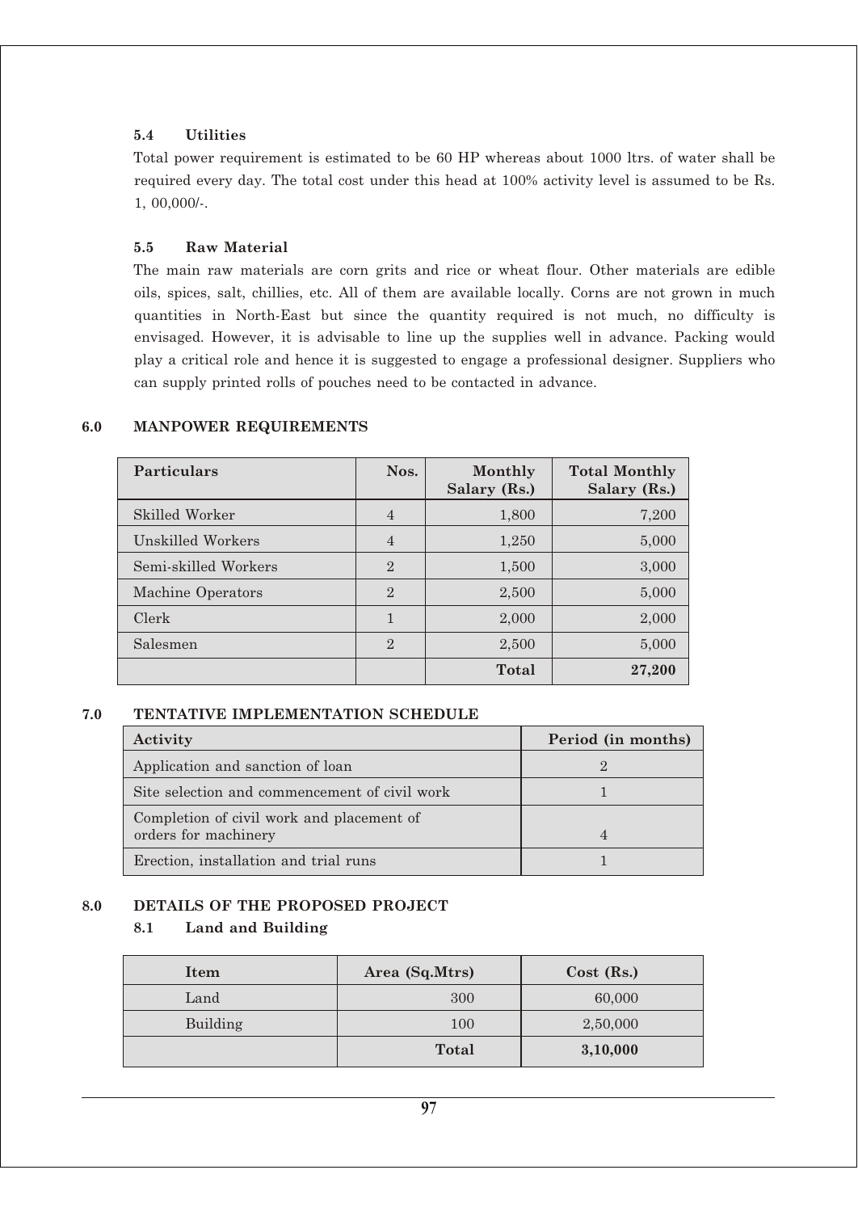### 5.4 Utilities

Total power requirement is estimated to be 60 HP whereas about 1000 ltrs. of water shall be required every day. The total cost under this head at 100% activity level is assumed to be Rs. 1, 00,000/-.

### 5.5 Raw Material

The main raw materials are corn grits and rice or wheat flour. Other materials are edible oils, spices, salt, chillies, etc. All of them are available locally. Corns are not grown in much quantities in North-East but since the quantity required is not much, no difficulty is envisaged. However, it is advisable to line up the supplies well in advance. Packing would play a critical role and hence it is suggested to engage a professional designer. Suppliers who can supply printed rolls of pouches need to be contacted in advance.

## 6.0 MANPOWER REQUIREMENTS

| Particulars | Nos. | Monthly Salary (Rs.) | Total Monthly Salary (Rs.) |
|---|---|---|---|
| Skilled Worker | 4 | 1,800 | 7,200 |
| Unskilled Workers | 4 | 1,250 | 5,000 |
| Semi-skilled Workers | 2 | 1,500 | 3,000 |
| Machine Operators | 2 | 2,500 | 5,000 |
| Clerk | 1 | 2,000 | 2,000 |
| Salesmen | 2 | 2,500 | 5,000 |
| | | **Total** | **27,200** |

## 7.0 TENTATIVE IMPLEMENTATION SCHEDULE

| Activity | Period (in months) |
|---|---|
| Application and sanction of loan | 2 |
| Site selection and commencement of civil work | 1 |
| Completion of civil work and placement of orders for machinery | 4 |
| Erection, installation and trial runs | 1 |

## 8.0 DETAILS OF THE PROPOSED PROJECT

### 8.1 Land and Building

| Item | Area (Sq.Mtrs) | Cost (Rs.) |
|---|---|---|
| Land | 300 | 60,000 |
| Building | 100 | 2,50,000 |
| | **Total** | **3,10,000** |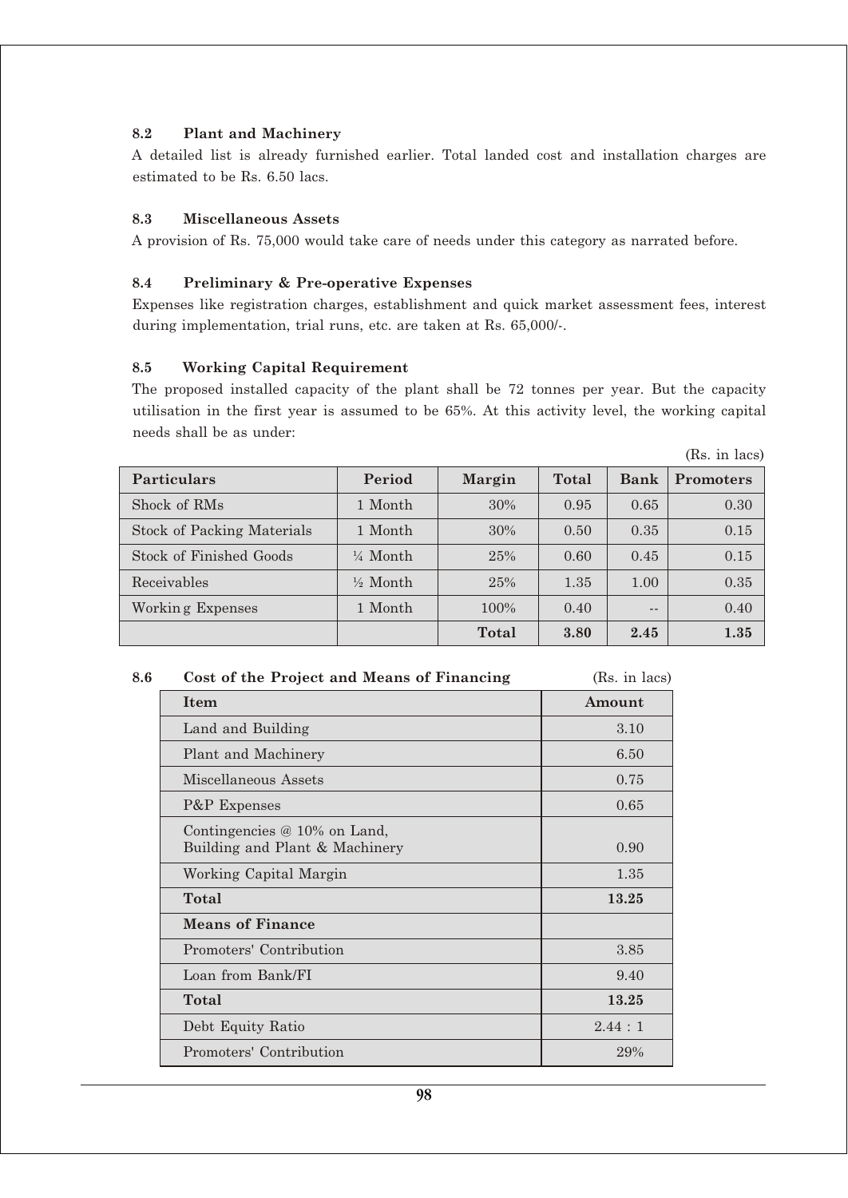### 8.2 Plant and Machinery

A detailed list is already furnished earlier. Total landed cost and installation charges are estimated to be Rs. 6.50 lacs.

### 8.3 Miscellaneous Assets

A provision of Rs. 75,000 would take care of needs under this category as narrated before.

### 8.4 Preliminary & Pre-operative Expenses

Expenses like registration charges, establishment and quick market assessment fees, interest during implementation, trial runs, etc. are taken at Rs. 65,000/-.

### 8.5 Working Capital Requirement

The proposed installed capacity of the plant shall be 72 tonnes per year. But the capacity utilisation in the first year is assumed to be 65%. At this activity level, the working capital needs shall be as under:

(Rs. in lacs)

| Particulars | Period | Margin | Total | Bank | Promoters |
|---|---|---|---|---|---|
| Shock of RMs | 1 Month | 30% | 0.95 | 0.65 | 0.30 |
| Stock of Packing Materials | 1 Month | 30% | 0.50 | 0.35 | 0.15 |
| Stock of Finished Goods | ¼ Month | 25% | 0.60 | 0.45 | 0.15 |
| Receivables | ½ Month | 25% | 1.35 | 1.00 | 0.35 |
| Workin g Expenses | 1 Month | 100% | 0.40 | -- | 0.40 |
| | | **Total** | **3.80** | **2.45** | **1.35** |

### 8.6 Cost of the Project and Means of Financing

(Rs. in lacs)

| Item | Amount |
|---|---|
| Land and Building | 3.10 |
| Plant and Machinery | 6.50 |
| Miscellaneous Assets | 0.75 |
| P&P Expenses | 0.65 |
| Contingencies @ 10% on Land, Building and Plant & Machinery | 0.90 |
| Working Capital Margin | 1.35 |
| **Total** | **13.25** |
| **Means of Finance** | |
| Promoters' Contribution | 3.85 |
| Loan from Bank/FI | 9.40 |
| **Total** | **13.25** |
| Debt Equity Ratio | 2.44 : 1 |
| Promoters' Contribution | 29% |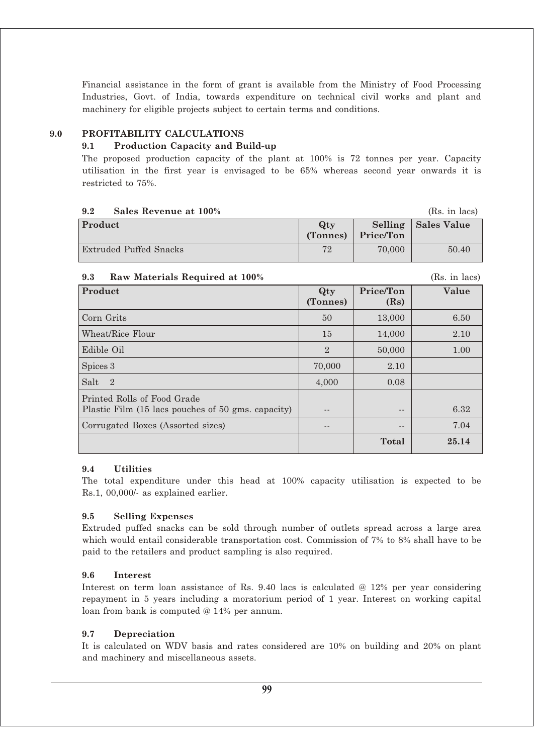Financial assistance in the form of grant is available from the Ministry of Food Processing Industries, Govt. of India, towards expenditure on technical civil works and plant and machinery for eligible projects subject to certain terms and conditions.

## 9.0 PROFITABILITY CALCULATIONS

### 9.1 Production Capacity and Build-up

The proposed production capacity of the plant at 100% is 72 tonnes per year. Capacity utilisation in the first year is envisaged to be 65% whereas second year onwards it is restricted to 75%.

### 9.2 Sales Revenue at 100%

(Rs. in lacs)

| Product | Qty (Tonnes) | Selling Price/Ton | Sales Value |
|---|---|---|---|
| Extruded Puffed Snacks | 72 | 70,000 | 50.40 |

### 9.3 Raw Materials Required at 100%

(Rs. in lacs)

| Product | Qty (Tonnes) | Price/Ton (Rs) | Value |
|---|---|---|---|
| Corn Grits | 50 | 13,000 | 6.50 |
| Wheat/Rice Flour | 15 | 14,000 | 2.10 |
| Edible Oil | 2 | 50,000 | 1.00 |
| Spices 3 | 70,000 | 2.10 | |
| Salt 2 | 4,000 | 0.08 | |
| Printed Rolls of Food Grade Plastic Film (15 lacs pouches of 50 gms. capacity) | -- | -- | 6.32 |
| Corrugated Boxes (Assorted sizes) | -- | -- | 7.04 |
| | | Total | 25.14 |

### 9.4 Utilities

The total expenditure under this head at 100% capacity utilisation is expected to be Rs.1, 00,000/- as explained earlier.

### 9.5 Selling Expenses

Extruded puffed snacks can be sold through number of outlets spread across a large area which would entail considerable transportation cost. Commission of 7% to 8% shall have to be paid to the retailers and product sampling is also required.

### 9.6 Interest

Interest on term loan assistance of Rs. 9.40 lacs is calculated @ 12% per year considering repayment in 5 years including a moratorium period of 1 year. Interest on working capital loan from bank is computed @ 14% per annum.

### 9.7 Depreciation

It is calculated on WDV basis and rates considered are 10% on building and 20% on plant and machinery and miscellaneous assets.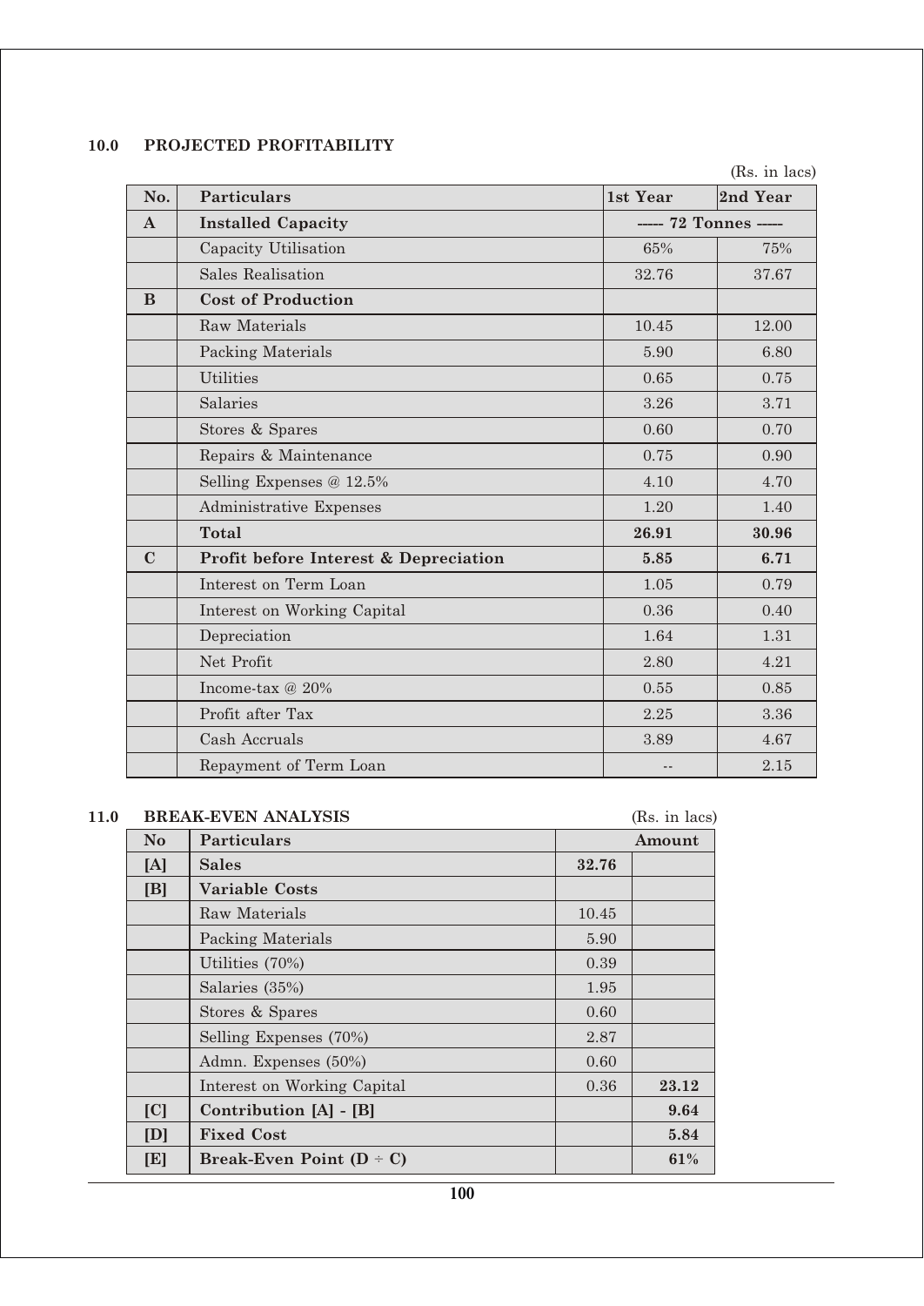## 10.0 PROJECTED PROFITABILITY

(Rs. in lacs)

| No. | Particulars | 1st Year | 2nd Year |
|---|---|---|---|
| **A** | **Installed Capacity** | ----- 72 Tonnes ----- | |
| | Capacity Utilisation | 65% | 75% |
| | Sales Realisation | 32.76 | 37.67 |
| **B** | **Cost of Production** | | |
| | Raw Materials | 10.45 | 12.00 |
| | Packing Materials | 5.90 | 6.80 |
| | Utilities | 0.65 | 0.75 |
| | Salaries | 3.26 | 3.71 |
| | Stores & Spares | 0.60 | 0.70 |
| | Repairs & Maintenance | 0.75 | 0.90 |
| | Selling Expenses @ 12.5% | 4.10 | 4.70 |
| | Administrative Expenses | 1.20 | 1.40 |
| | **Total** | **26.91** | **30.96** |
| **C** | **Profit before Interest & Depreciation** | **5.85** | **6.71** |
| | Interest on Term Loan | 1.05 | 0.79 |
| | Interest on Working Capital | 0.36 | 0.40 |
| | Depreciation | 1.64 | 1.31 |
| | Net Profit | 2.80 | 4.21 |
| | Income-tax @ 20% | 0.55 | 0.85 |
| | Profit after Tax | 2.25 | 3.36 |
| | Cash Accruals | 3.89 | 4.67 |
| | Repayment of Term Loan | -- | 2.15 |

## 11.0 BREAK-EVEN ANALYSIS

(Rs. in lacs)

| No | Particulars | | Amount |
|---|---|---|---|
| [A] | **Sales** | **32.76** | |
| [B] | **Variable Costs** | | |
| | Raw Materials | 10.45 | |
| | Packing Materials | 5.90 | |
| | Utilities (70%) | 0.39 | |
| | Salaries (35%) | 1.95 | |
| | Stores & Spares | 0.60 | |
| | Selling Expenses (70%) | 2.87 | |
| | Admn. Expenses (50%) | 0.60 | |
| | Interest on Working Capital | 0.36 | **23.12** |
| [C] | **Contribution [A] - [B]** | | **9.64** |
| [D] | **Fixed Cost** | | **5.84** |
| [E] | **Break-Even Point (D ÷ C)** | | **61%** |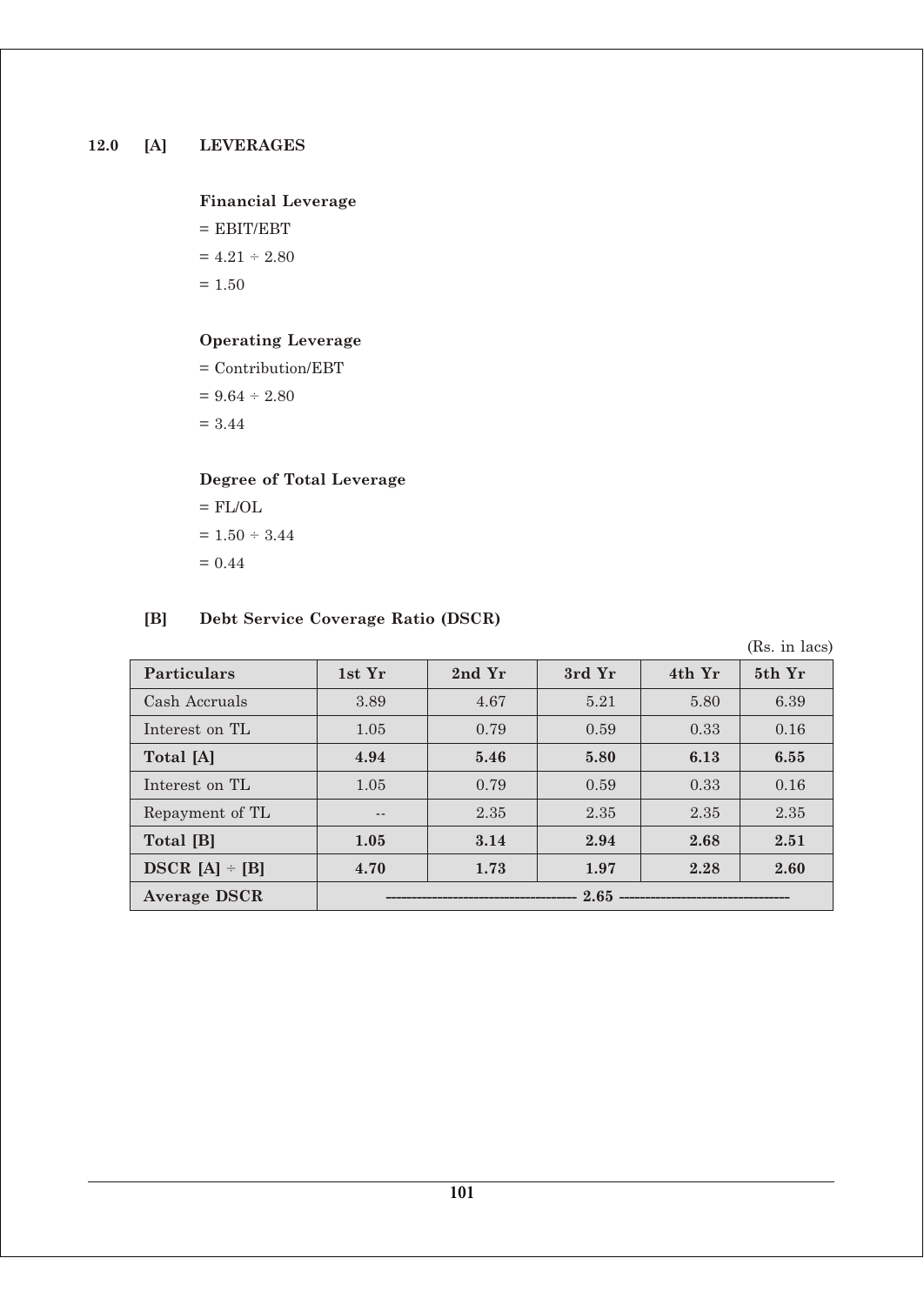## 12.0 [A] LEVERAGES

**Financial Leverage**

= EBIT/EBT

= 4.21 ÷ 2.80

= 1.50

**Operating Leverage**

= Contribution/EBT

= 9.64 ÷ 2.80

= 3.44

**Degree of Total Leverage**

= FL/OL

= 1.50 ÷ 3.44

= 0.44

## [B] Debt Service Coverage Ratio (DSCR)

(Rs. in lacs)

| Particulars | 1st Yr | 2nd Yr | 3rd Yr | 4th Yr | 5th Yr |
|---|---|---|---|---|---|
| Cash Accruals | 3.89 | 4.67 | 5.21 | 5.80 | 6.39 |
| Interest on TL | 1.05 | 0.79 | 0.59 | 0.33 | 0.16 |
| **Total [A]** | **4.94** | **5.46** | **5.80** | **6.13** | **6.55** |
| Interest on TL | 1.05 | 0.79 | 0.59 | 0.33 | 0.16 |
| Repayment of TL | -- | 2.35 | 2.35 | 2.35 | 2.35 |
| **Total [B]** | **1.05** | **3.14** | **2.94** | **2.68** | **2.51** |
| **DSCR [A] ÷ [B]** | **4.70** | **1.73** | **1.97** | **2.28** | **2.60** |
| **Average DSCR** | **2.65** | | | | |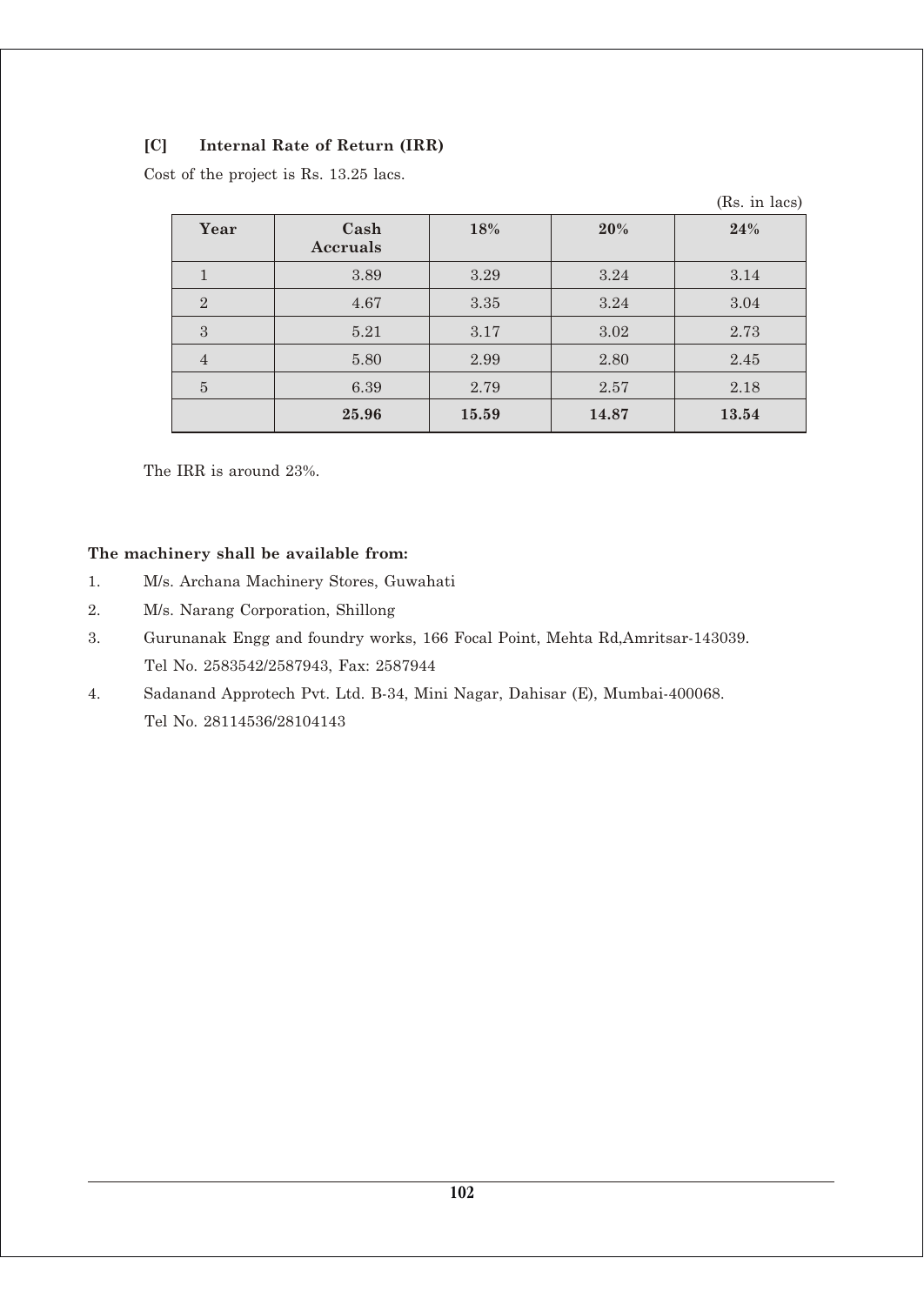### [C] Internal Rate of Return (IRR)

Cost of the project is Rs. 13.25 lacs.

(Rs. in lacs)

| Year | Cash Accruals | 18% | 20% | 24% |
|---|---|---|---|---|
| 1 | 3.89 | 3.29 | 3.24 | 3.14 |
| 2 | 4.67 | 3.35 | 3.24 | 3.04 |
| 3 | 5.21 | 3.17 | 3.02 | 2.73 |
| 4 | 5.80 | 2.99 | 2.80 | 2.45 |
| 5 | 6.39 | 2.79 | 2.57 | 2.18 |
| | **25.96** | **15.59** | **14.87** | **13.54** |

The IRR is around 23%.

**The machinery shall be available from:**

1. M/s. Archana Machinery Stores, Guwahati
2. M/s. Narang Corporation, Shillong
3. Gurunanak Engg and foundry works, 166 Focal Point, Mehta Rd,Amritsar-143039. Tel No. 2583542/2587943, Fax: 2587944
4. Sadanand Approtech Pvt. Ltd. B-34, Mini Nagar, Dahisar (E), Mumbai-400068. Tel No. 28114536/28104143